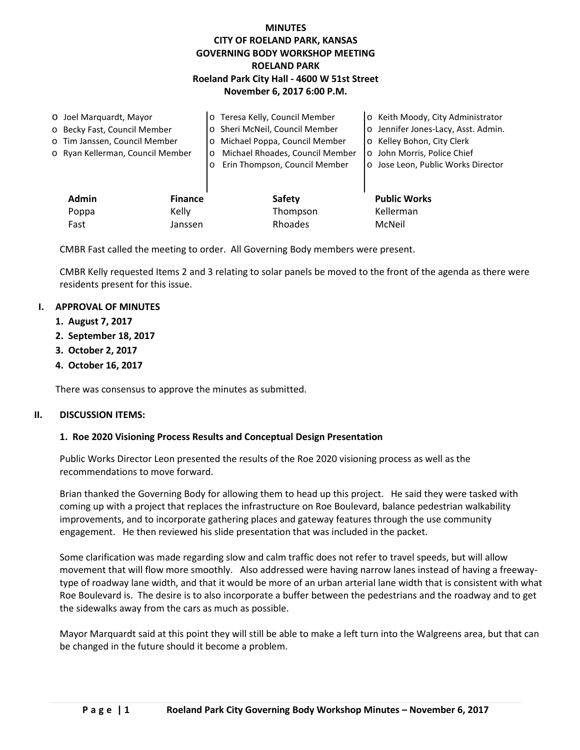# MINUTES
## CITY OF ROELAND PARK, KANSAS
## GOVERNING BODY WORKSHOP MEETING
## ROELAND PARK
### Roeland Park City Hall - 4600 W 51st Street
### November 6, 2017 6:00 P.M.

- o Joel Marquardt, Mayor
- o Becky Fast, Council Member
- o Tim Janssen, Council Member
- o Ryan Kellerman, Council Member
- o Teresa Kelly, Council Member
- o Sheri McNeil, Council Member
- o Michael Poppa, Council Member
- o Michael Rhoades, Council Member
- o Erin Thompson, Council Member
- o Keith Moody, City Administrator
- o Jennifer Jones-Lacy, Asst. Admin.
- o Kelley Bohon, City Clerk
- o John Morris, Police Chief
- o Jose Leon, Public Works Director

| Admin | Finance | Safety | Public Works |
|---|---|---|---|
| Poppa | Kelly | Thompson | Kellerman |
| Fast | Janssen | Rhoades | McNeil |

CMBR Fast called the meeting to order. All Governing Body members were present.

CMBR Kelly requested Items 2 and 3 relating to solar panels be moved to the front of the agenda as there were residents present for this issue.

## I. APPROVAL OF MINUTES

1. **August 7, 2017**
2. **September 18, 2017**
3. **October 2, 2017**
4. **October 16, 2017**

There was consensus to approve the minutes as submitted.

## II. DISCUSSION ITEMS:

### 1. Roe 2020 Visioning Process Results and Conceptual Design Presentation

Public Works Director Leon presented the results of the Roe 2020 visioning process as well as the recommendations to move forward.

Brian thanked the Governing Body for allowing them to head up this project. He said they were tasked with coming up with a project that replaces the infrastructure on Roe Boulevard, balance pedestrian walkability improvements, and to incorporate gathering places and gateway features through the use community engagement. He then reviewed his slide presentation that was included in the packet.

Some clarification was made regarding slow and calm traffic does not refer to travel speeds, but will allow movement that will flow more smoothly. Also addressed were having narrow lanes instead of having a freeway-type of roadway lane width, and that it would be more of an urban arterial lane width that is consistent with what Roe Boulevard is. The desire is to also incorporate a buffer between the pedestrians and the roadway and to get the sidewalks away from the cars as much as possible.

Mayor Marquardt said at this point they will still be able to make a left turn into the Walgreens area, but that can be changed in the future should it become a problem.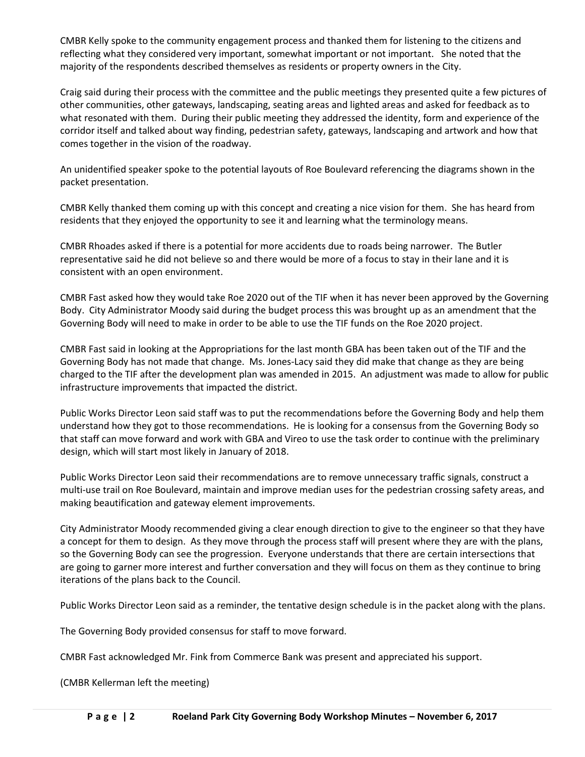CMBR Kelly spoke to the community engagement process and thanked them for listening to the citizens and reflecting what they considered very important, somewhat important or not important. She noted that the majority of the respondents described themselves as residents or property owners in the City.

Craig said during their process with the committee and the public meetings they presented quite a few pictures of other communities, other gateways, landscaping, seating areas and lighted areas and asked for feedback as to what resonated with them. During their public meeting they addressed the identity, form and experience of the corridor itself and talked about way finding, pedestrian safety, gateways, landscaping and artwork and how that comes together in the vision of the roadway.

An unidentified speaker spoke to the potential layouts of Roe Boulevard referencing the diagrams shown in the packet presentation.

CMBR Kelly thanked them coming up with this concept and creating a nice vision for them. She has heard from residents that they enjoyed the opportunity to see it and learning what the terminology means.

CMBR Rhoades asked if there is a potential for more accidents due to roads being narrower. The Butler representative said he did not believe so and there would be more of a focus to stay in their lane and it is consistent with an open environment.

CMBR Fast asked how they would take Roe 2020 out of the TIF when it has never been approved by the Governing Body. City Administrator Moody said during the budget process this was brought up as an amendment that the Governing Body will need to make in order to be able to use the TIF funds on the Roe 2020 project.

CMBR Fast said in looking at the Appropriations for the last month GBA has been taken out of the TIF and the Governing Body has not made that change. Ms. Jones-Lacy said they did make that change as they are being charged to the TIF after the development plan was amended in 2015. An adjustment was made to allow for public infrastructure improvements that impacted the district.

Public Works Director Leon said staff was to put the recommendations before the Governing Body and help them understand how they got to those recommendations. He is looking for a consensus from the Governing Body so that staff can move forward and work with GBA and Vireo to use the task order to continue with the preliminary design, which will start most likely in January of 2018.

Public Works Director Leon said their recommendations are to remove unnecessary traffic signals, construct a multi-use trail on Roe Boulevard, maintain and improve median uses for the pedestrian crossing safety areas, and making beautification and gateway element improvements.

City Administrator Moody recommended giving a clear enough direction to give to the engineer so that they have a concept for them to design. As they move through the process staff will present where they are with the plans, so the Governing Body can see the progression. Everyone understands that there are certain intersections that are going to garner more interest and further conversation and they will focus on them as they continue to bring iterations of the plans back to the Council.

Public Works Director Leon said as a reminder, the tentative design schedule is in the packet along with the plans.

The Governing Body provided consensus for staff to move forward.

CMBR Fast acknowledged Mr. Fink from Commerce Bank was present and appreciated his support.

(CMBR Kellerman left the meeting)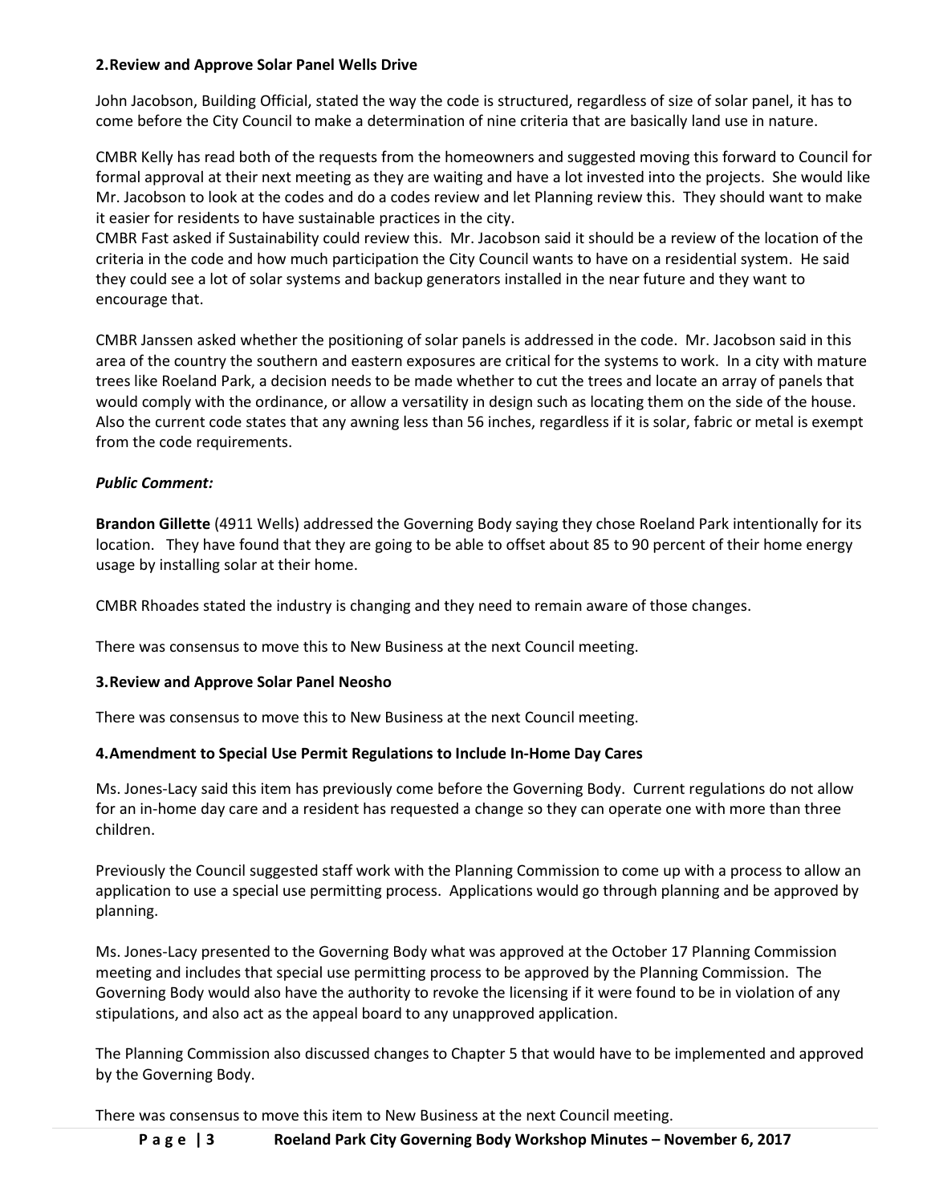### 2. Review and Approve Solar Panel Wells Drive

John Jacobson, Building Official, stated the way the code is structured, regardless of size of solar panel, it has to come before the City Council to make a determination of nine criteria that are basically land use in nature.

CMBR Kelly has read both of the requests from the homeowners and suggested moving this forward to Council for formal approval at their next meeting as they are waiting and have a lot invested into the projects. She would like Mr. Jacobson to look at the codes and do a codes review and let Planning review this. They should want to make it easier for residents to have sustainable practices in the city.

CMBR Fast asked if Sustainability could review this. Mr. Jacobson said it should be a review of the location of the criteria in the code and how much participation the City Council wants to have on a residential system. He said they could see a lot of solar systems and backup generators installed in the near future and they want to encourage that.

CMBR Janssen asked whether the positioning of solar panels is addressed in the code. Mr. Jacobson said in this area of the country the southern and eastern exposures are critical for the systems to work. In a city with mature trees like Roeland Park, a decision needs to be made whether to cut the trees and locate an array of panels that would comply with the ordinance, or allow a versatility in design such as locating them on the side of the house. Also the current code states that any awning less than 56 inches, regardless if it is solar, fabric or metal is exempt from the code requirements.

***Public Comment:***

**Brandon Gillette** (4911 Wells) addressed the Governing Body saying they chose Roeland Park intentionally for its location. They have found that they are going to be able to offset about 85 to 90 percent of their home energy usage by installing solar at their home.

CMBR Rhoades stated the industry is changing and they need to remain aware of those changes.

There was consensus to move this to New Business at the next Council meeting.

### 3. Review and Approve Solar Panel Neosho

There was consensus to move this to New Business at the next Council meeting.

### 4. Amendment to Special Use Permit Regulations to Include In-Home Day Cares

Ms. Jones-Lacy said this item has previously come before the Governing Body. Current regulations do not allow for an in-home day care and a resident has requested a change so they can operate one with more than three children.

Previously the Council suggested staff work with the Planning Commission to come up with a process to allow an application to use a special use permitting process. Applications would go through planning and be approved by planning.

Ms. Jones-Lacy presented to the Governing Body what was approved at the October 17 Planning Commission meeting and includes that special use permitting process to be approved by the Planning Commission. The Governing Body would also have the authority to revoke the licensing if it were found to be in violation of any stipulations, and also act as the appeal board to any unapproved application.

The Planning Commission also discussed changes to Chapter 5 that would have to be implemented and approved by the Governing Body.

There was consensus to move this item to New Business at the next Council meeting.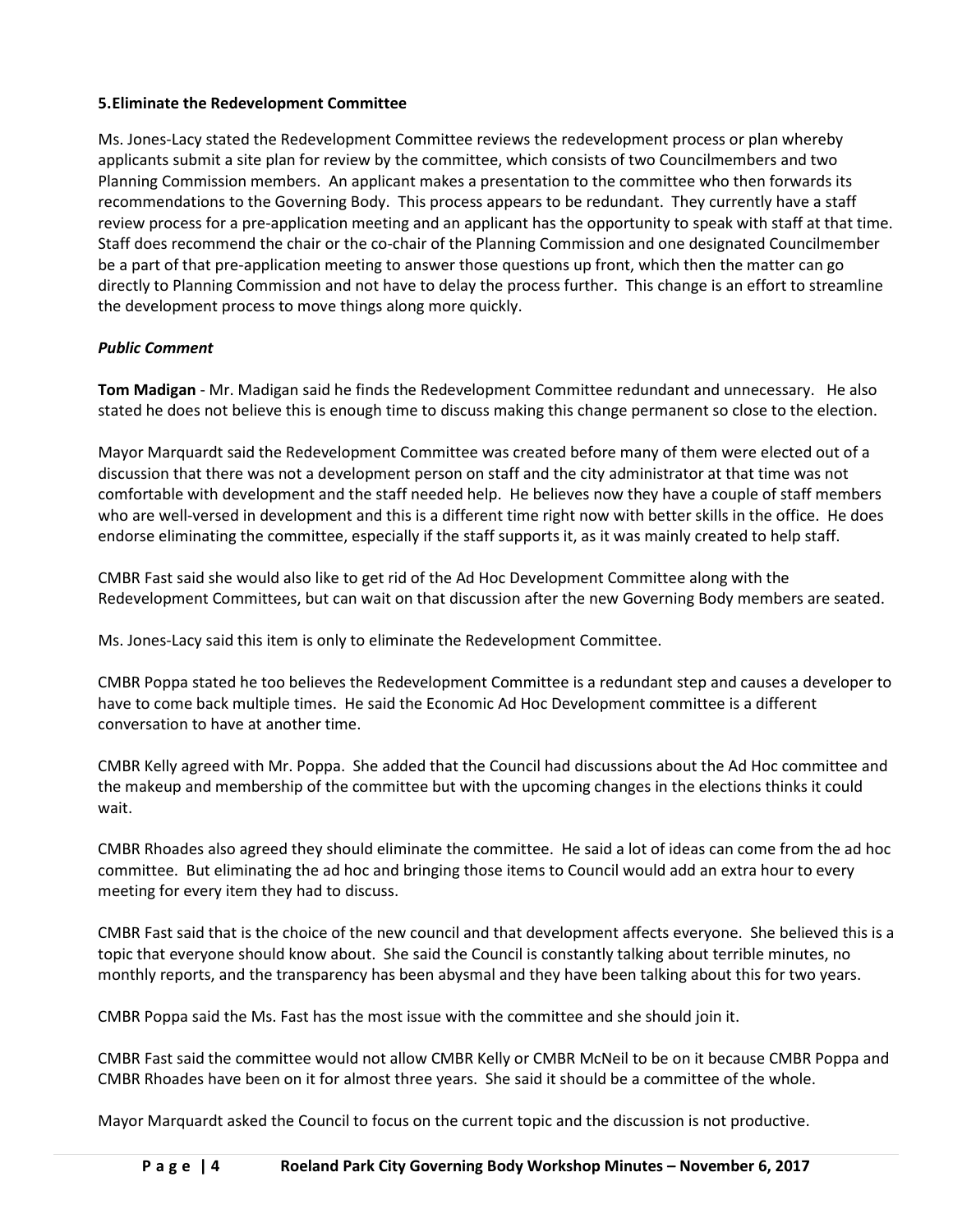### 5.Eliminate the Redevelopment Committee

Ms. Jones-Lacy stated the Redevelopment Committee reviews the redevelopment process or plan whereby applicants submit a site plan for review by the committee, which consists of two Councilmembers and two Planning Commission members. An applicant makes a presentation to the committee who then forwards its recommendations to the Governing Body. This process appears to be redundant. They currently have a staff review process for a pre-application meeting and an applicant has the opportunity to speak with staff at that time. Staff does recommend the chair or the co-chair of the Planning Commission and one designated Councilmember be a part of that pre-application meeting to answer those questions up front, which then the matter can go directly to Planning Commission and not have to delay the process further. This change is an effort to streamline the development process to move things along more quickly.

***Public Comment***

**Tom Madigan** - Mr. Madigan said he finds the Redevelopment Committee redundant and unnecessary. He also stated he does not believe this is enough time to discuss making this change permanent so close to the election.

Mayor Marquardt said the Redevelopment Committee was created before many of them were elected out of a discussion that there was not a development person on staff and the city administrator at that time was not comfortable with development and the staff needed help. He believes now they have a couple of staff members who are well-versed in development and this is a different time right now with better skills in the office. He does endorse eliminating the committee, especially if the staff supports it, as it was mainly created to help staff.

CMBR Fast said she would also like to get rid of the Ad Hoc Development Committee along with the Redevelopment Committees, but can wait on that discussion after the new Governing Body members are seated.

Ms. Jones-Lacy said this item is only to eliminate the Redevelopment Committee.

CMBR Poppa stated he too believes the Redevelopment Committee is a redundant step and causes a developer to have to come back multiple times. He said the Economic Ad Hoc Development committee is a different conversation to have at another time.

CMBR Kelly agreed with Mr. Poppa. She added that the Council had discussions about the Ad Hoc committee and the makeup and membership of the committee but with the upcoming changes in the elections thinks it could wait.

CMBR Rhoades also agreed they should eliminate the committee. He said a lot of ideas can come from the ad hoc committee. But eliminating the ad hoc and bringing those items to Council would add an extra hour to every meeting for every item they had to discuss.

CMBR Fast said that is the choice of the new council and that development affects everyone. She believed this is a topic that everyone should know about. She said the Council is constantly talking about terrible minutes, no monthly reports, and the transparency has been abysmal and they have been talking about this for two years.

CMBR Poppa said the Ms. Fast has the most issue with the committee and she should join it.

CMBR Fast said the committee would not allow CMBR Kelly or CMBR McNeil to be on it because CMBR Poppa and CMBR Rhoades have been on it for almost three years. She said it should be a committee of the whole.

Mayor Marquardt asked the Council to focus on the current topic and the discussion is not productive.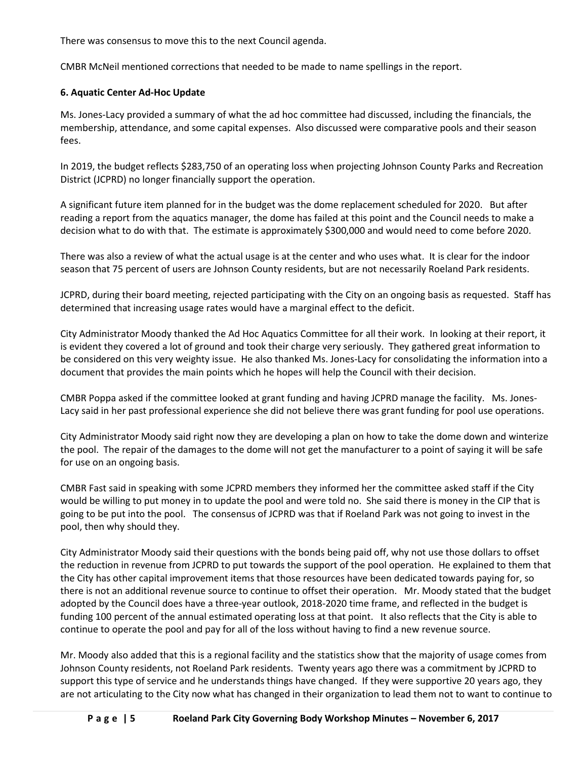There was consensus to move this to the next Council agenda.

CMBR McNeil mentioned corrections that needed to be made to name spellings in the report.

**6. Aquatic Center Ad-Hoc Update**

Ms. Jones-Lacy provided a summary of what the ad hoc committee had discussed, including the financials, the membership, attendance, and some capital expenses. Also discussed were comparative pools and their season fees.

In 2019, the budget reflects $283,750 of an operating loss when projecting Johnson County Parks and Recreation District (JCPRD) no longer financially support the operation.

A significant future item planned for in the budget was the dome replacement scheduled for 2020. But after reading a report from the aquatics manager, the dome has failed at this point and the Council needs to make a decision what to do with that. The estimate is approximately $300,000 and would need to come before 2020.

There was also a review of what the actual usage is at the center and who uses what. It is clear for the indoor season that 75 percent of users are Johnson County residents, but are not necessarily Roeland Park residents.

JCPRD, during their board meeting, rejected participating with the City on an ongoing basis as requested. Staff has determined that increasing usage rates would have a marginal effect to the deficit.

City Administrator Moody thanked the Ad Hoc Aquatics Committee for all their work. In looking at their report, it is evident they covered a lot of ground and took their charge very seriously. They gathered great information to be considered on this very weighty issue. He also thanked Ms. Jones-Lacy for consolidating the information into a document that provides the main points which he hopes will help the Council with their decision.

CMBR Poppa asked if the committee looked at grant funding and having JCPRD manage the facility. Ms. Jones-Lacy said in her past professional experience she did not believe there was grant funding for pool use operations.

City Administrator Moody said right now they are developing a plan on how to take the dome down and winterize the pool. The repair of the damages to the dome will not get the manufacturer to a point of saying it will be safe for use on an ongoing basis.

CMBR Fast said in speaking with some JCPRD members they informed her the committee asked staff if the City would be willing to put money in to update the pool and were told no. She said there is money in the CIP that is going to be put into the pool. The consensus of JCPRD was that if Roeland Park was not going to invest in the pool, then why should they.

City Administrator Moody said their questions with the bonds being paid off, why not use those dollars to offset the reduction in revenue from JCPRD to put towards the support of the pool operation. He explained to them that the City has other capital improvement items that those resources have been dedicated towards paying for, so there is not an additional revenue source to continue to offset their operation. Mr. Moody stated that the budget adopted by the Council does have a three-year outlook, 2018-2020 time frame, and reflected in the budget is funding 100 percent of the annual estimated operating loss at that point. It also reflects that the City is able to continue to operate the pool and pay for all of the loss without having to find a new revenue source.

Mr. Moody also added that this is a regional facility and the statistics show that the majority of usage comes from Johnson County residents, not Roeland Park residents. Twenty years ago there was a commitment by JCPRD to support this type of service and he understands things have changed. If they were supportive 20 years ago, they are not articulating to the City now what has changed in their organization to lead them not to want to continue to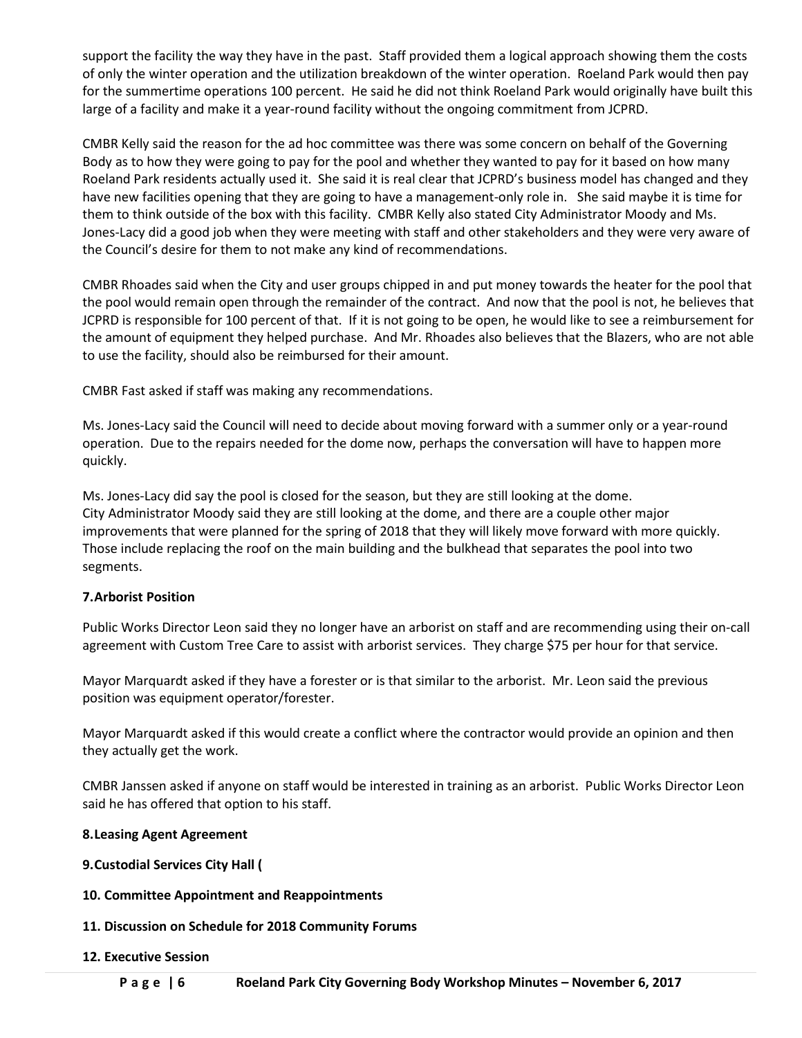support the facility the way they have in the past. Staff provided them a logical approach showing them the costs of only the winter operation and the utilization breakdown of the winter operation. Roeland Park would then pay for the summertime operations 100 percent. He said he did not think Roeland Park would originally have built this large of a facility and make it a year-round facility without the ongoing commitment from JCPRD.

CMBR Kelly said the reason for the ad hoc committee was there was some concern on behalf of the Governing Body as to how they were going to pay for the pool and whether they wanted to pay for it based on how many Roeland Park residents actually used it. She said it is real clear that JCPRD's business model has changed and they have new facilities opening that they are going to have a management-only role in. She said maybe it is time for them to think outside of the box with this facility. CMBR Kelly also stated City Administrator Moody and Ms. Jones-Lacy did a good job when they were meeting with staff and other stakeholders and they were very aware of the Council's desire for them to not make any kind of recommendations.

CMBR Rhoades said when the City and user groups chipped in and put money towards the heater for the pool that the pool would remain open through the remainder of the contract. And now that the pool is not, he believes that JCPRD is responsible for 100 percent of that. If it is not going to be open, he would like to see a reimbursement for the amount of equipment they helped purchase. And Mr. Rhoades also believes that the Blazers, who are not able to use the facility, should also be reimbursed for their amount.

CMBR Fast asked if staff was making any recommendations.

Ms. Jones-Lacy said the Council will need to decide about moving forward with a summer only or a year-round operation. Due to the repairs needed for the dome now, perhaps the conversation will have to happen more quickly.

Ms. Jones-Lacy did say the pool is closed for the season, but they are still looking at the dome.
City Administrator Moody said they are still looking at the dome, and there are a couple other major improvements that were planned for the spring of 2018 that they will likely move forward with more quickly. Those include replacing the roof on the main building and the bulkhead that separates the pool into two segments.

**7. Arborist Position**

Public Works Director Leon said they no longer have an arborist on staff and are recommending using their on-call agreement with Custom Tree Care to assist with arborist services. They charge $75 per hour for that service.

Mayor Marquardt asked if they have a forester or is that similar to the arborist. Mr. Leon said the previous position was equipment operator/forester.

Mayor Marquardt asked if this would create a conflict where the contractor would provide an opinion and then they actually get the work.

CMBR Janssen asked if anyone on staff would be interested in training as an arborist. Public Works Director Leon said he has offered that option to his staff.

**8. Leasing Agent Agreement**

**9. Custodial Services City Hall (**

**10. Committee Appointment and Reappointments**

**11. Discussion on Schedule for 2018 Community Forums**

**12. Executive Session**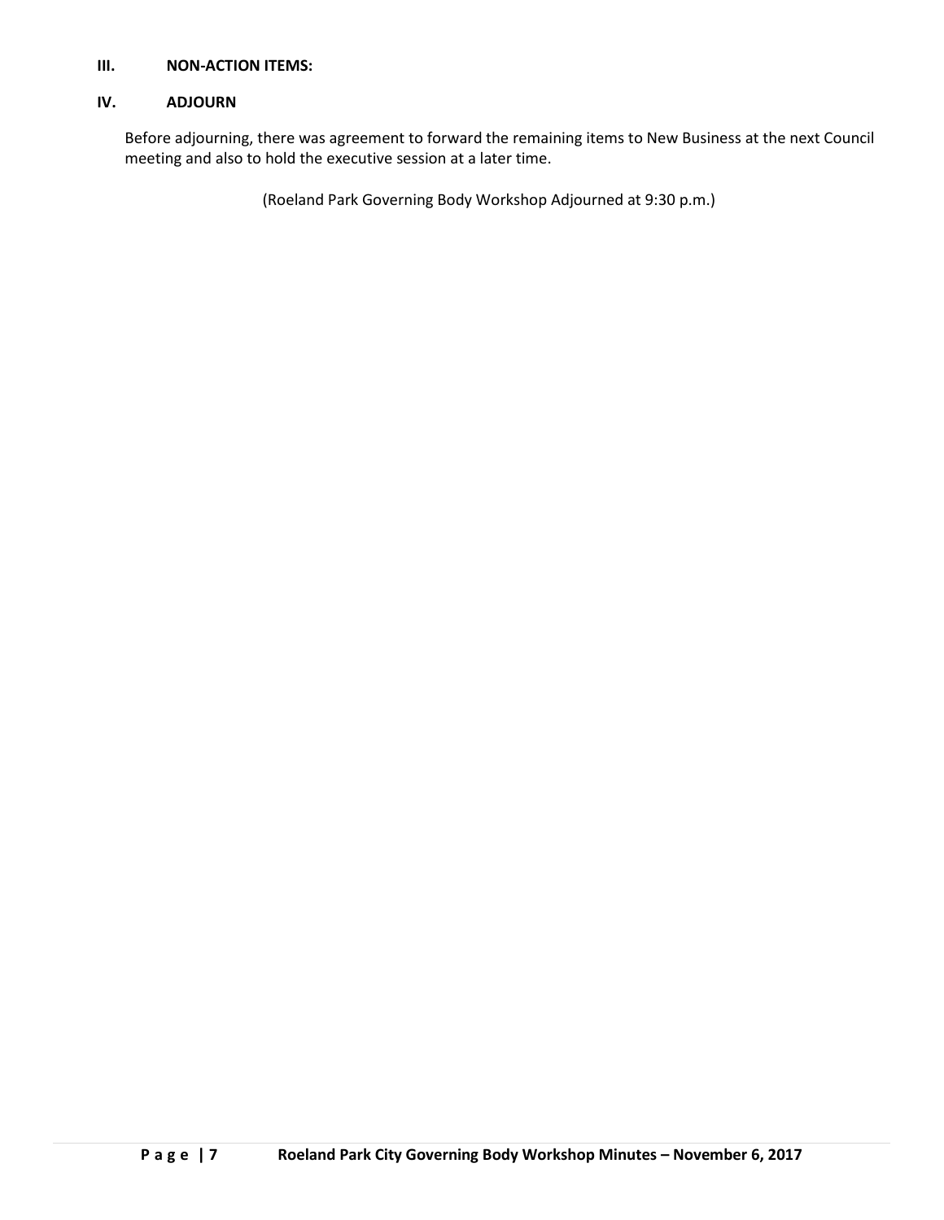**III. NON-ACTION ITEMS:**

**IV. ADJOURN**

Before adjourning, there was agreement to forward the remaining items to New Business at the next Council meeting and also to hold the executive session at a later time.

(Roeland Park Governing Body Workshop Adjourned at 9:30 p.m.)